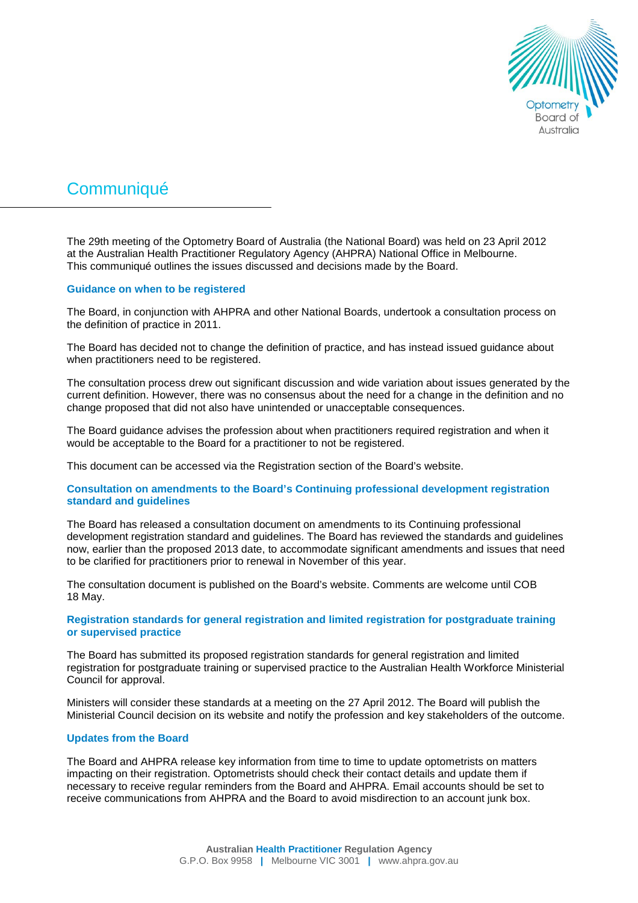# Communiqué

The 29th meeting of the Optometry Board of Australia (the National Board) was held on 23 April 2012 at the Australian Health Practitioner Regulatory Agency (AHPRA) National Office in Melbourne. This communiqué outlines the issues discussed and decisions made by the Board.

## Guidance on when to be registered

The Board, in conjunction with AHPRA and other National Boards, undertook a consultation process on the definition of practice in 2011.

The Board has decided not to change the definition of practice, and has instead issued guidance about when practitioners need to be registered.

The consultation process drew out significant discussion and wide variation about issues generated by the current definition. However, there was no consensus about the need for a change in the definition and no change proposed that did not also have unintended or unacceptable consequences.

The Board guidance advises the profession about when practitioners required registration and when it would be acceptable to the Board for a practitioner to not be registered.

This document can be accessed via the Registration section of the Board's website.

## Consultation on amendments to the Board's Continuing professional development registration standard and guidelines

The Board has released a consultation document on amendments to its Continuing professional development registration standard and guidelines. The Board has reviewed the standards and guidelines now, earlier than the proposed 2013 date, to accommodate significant amendments and issues that need to be clarified for practitioners prior to renewal in November of this year.

The consultation document is published on the Board's website. Comments are welcome until COB 18 May.

## Registration standards for general registration and limited registration for postgraduate training or supervised practice

The Board has submitted its proposed registration standards for general registration and limited registration for postgraduate training or supervised practice to the Australian Health Workforce Ministerial Council for approval.

Ministers will consider these standards at a meeting on the 27 April 2012. The Board will publish the Ministerial Council decision on its website and notify the profession and key stakeholders of the outcome.

## Updates from the Board

The Board and AHPRA release key information from time to time to update optometrists on matters impacting on their registration. Optometrists should check their contact details and update them if necessary to receive regular reminders from the Board and AHPRA. Email accounts should be set to receive communications from AHPRA and the Board to avoid misdirection to an account junk box.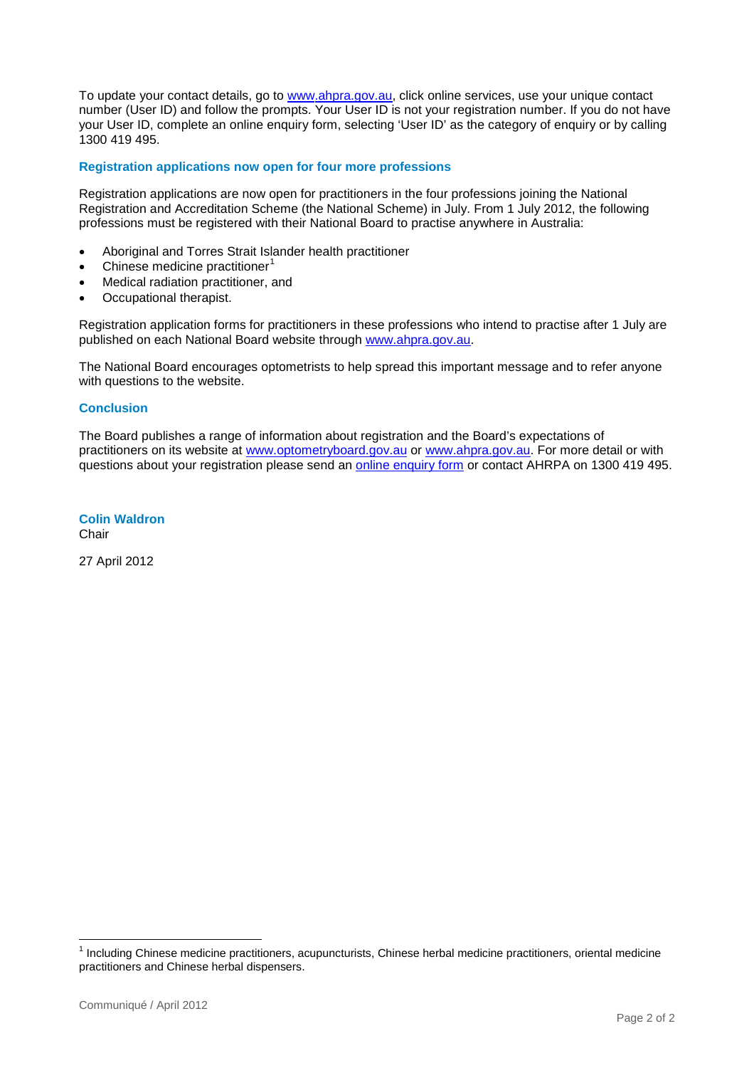To update your contact details, go to www.ahpra.gov.au, click online services, use your unique contact number (User ID) and follow the prompts. Your User ID is not your registration number. If you do not have your User ID, complete an online enquiry form, selecting 'User ID' as the category of enquiry or by calling 1300 419 495.

### Registration applications now open for four more professions

Registration applications are now open for practitioners in the four professions joining the National Registration and Accreditation Scheme (the National Scheme) in July. From 1 July 2012, the following professions must be registered with their National Board to practise anywhere in Australia:

- Aboriginal and Torres Strait Islander health practitioner
- Chinese medicine practitioner[1]
- Medical radiation practitioner, and
- Occupational therapist.

Registration application forms for practitioners in these professions who intend to practise after 1 July are published on each National Board website through www.ahpra.gov.au.

The National Board encourages optometrists to help spread this important message and to refer anyone with questions to the website.

### Conclusion

The Board publishes a range of information about registration and the Board's expectations of practitioners on its website at www.optometryboard.gov.au or www.ahpra.gov.au. For more detail or with questions about your registration please send an online enquiry form or contact AHRPA on 1300 419 495.

**Colin Waldron**
Chair

27 April 2012

---

[1] Including Chinese medicine practitioners, acupuncturists, Chinese herbal medicine practitioners, oriental medicine practitioners and Chinese herbal dispensers.